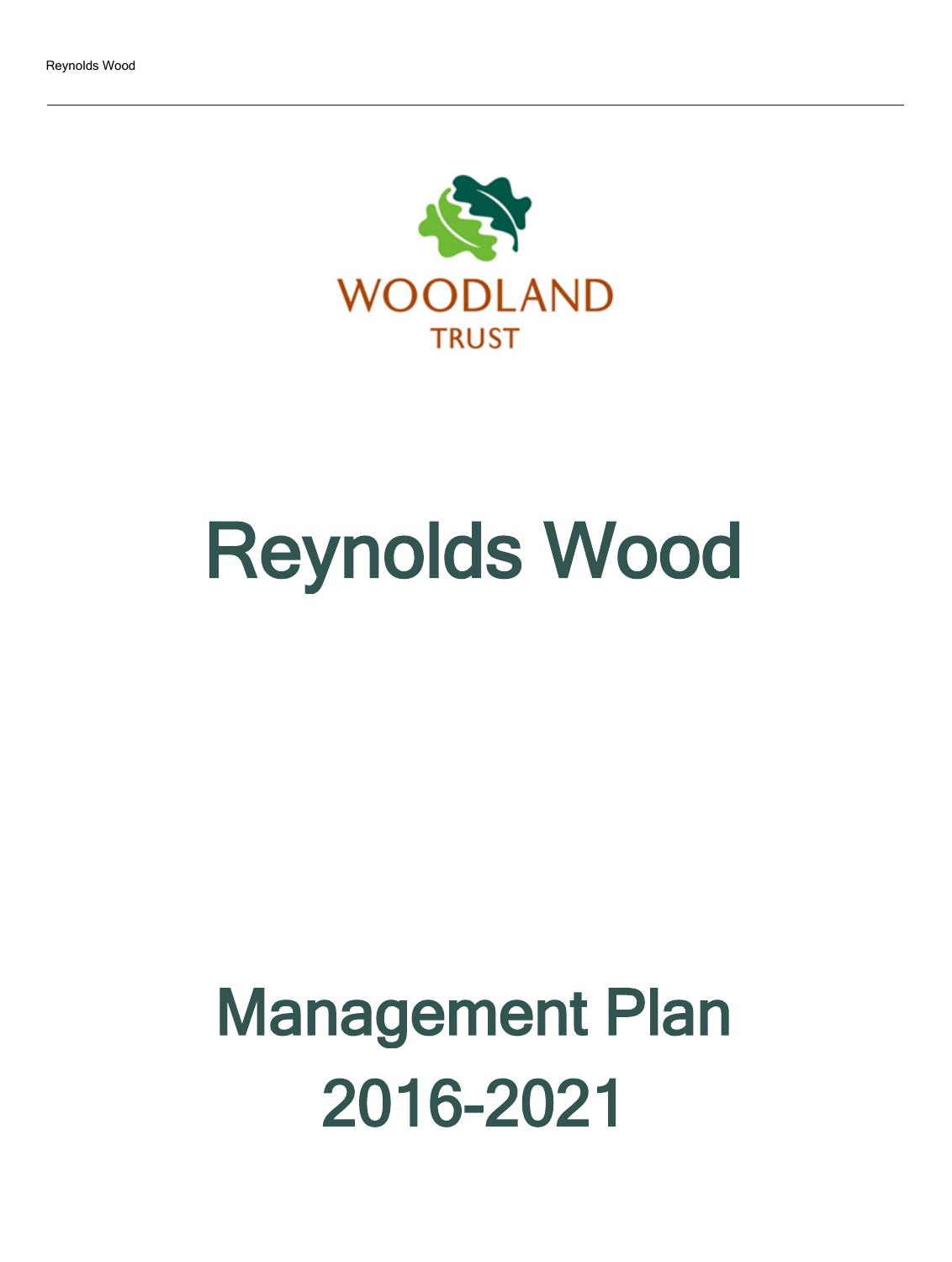WOODLAND TRUST

# Reynolds Wood

# Management Plan 2016-2021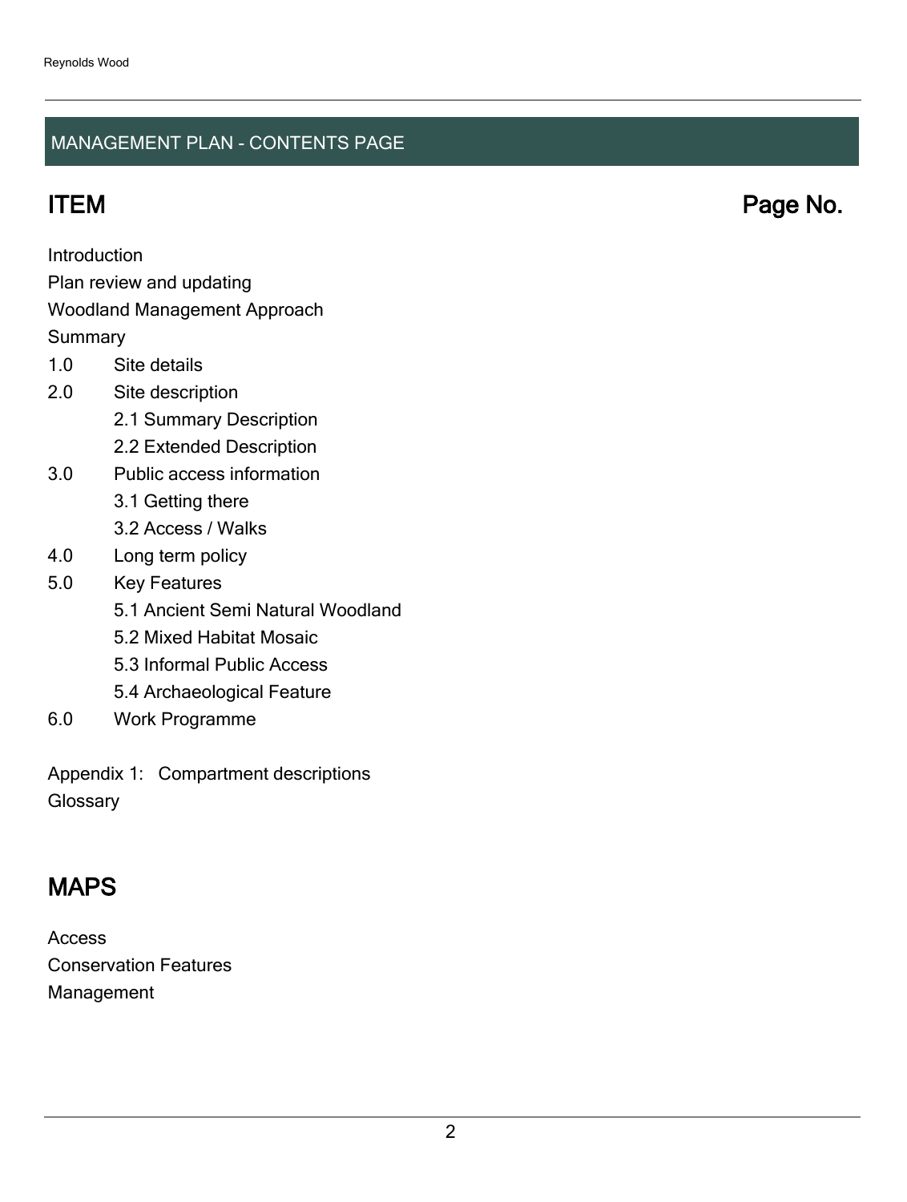## MANAGEMENT PLAN - CONTENTS PAGE

## ITEM Page No.

Introduction
Plan review and updating
Woodland Management Approach
Summary

1.0 Site details
2.0 Site description
  - 2.1 Summary Description
  - 2.2 Extended Description
3.0 Public access information
  - 3.1 Getting there
  - 3.2 Access / Walks
4.0 Long term policy
5.0 Key Features
  - 5.1 Ancient Semi Natural Woodland
  - 5.2 Mixed Habitat Mosaic
  - 5.3 Informal Public Access
  - 5.4 Archaeological Feature
6.0 Work Programme

Appendix 1: Compartment descriptions
Glossary

## MAPS

Access
Conservation Features
Management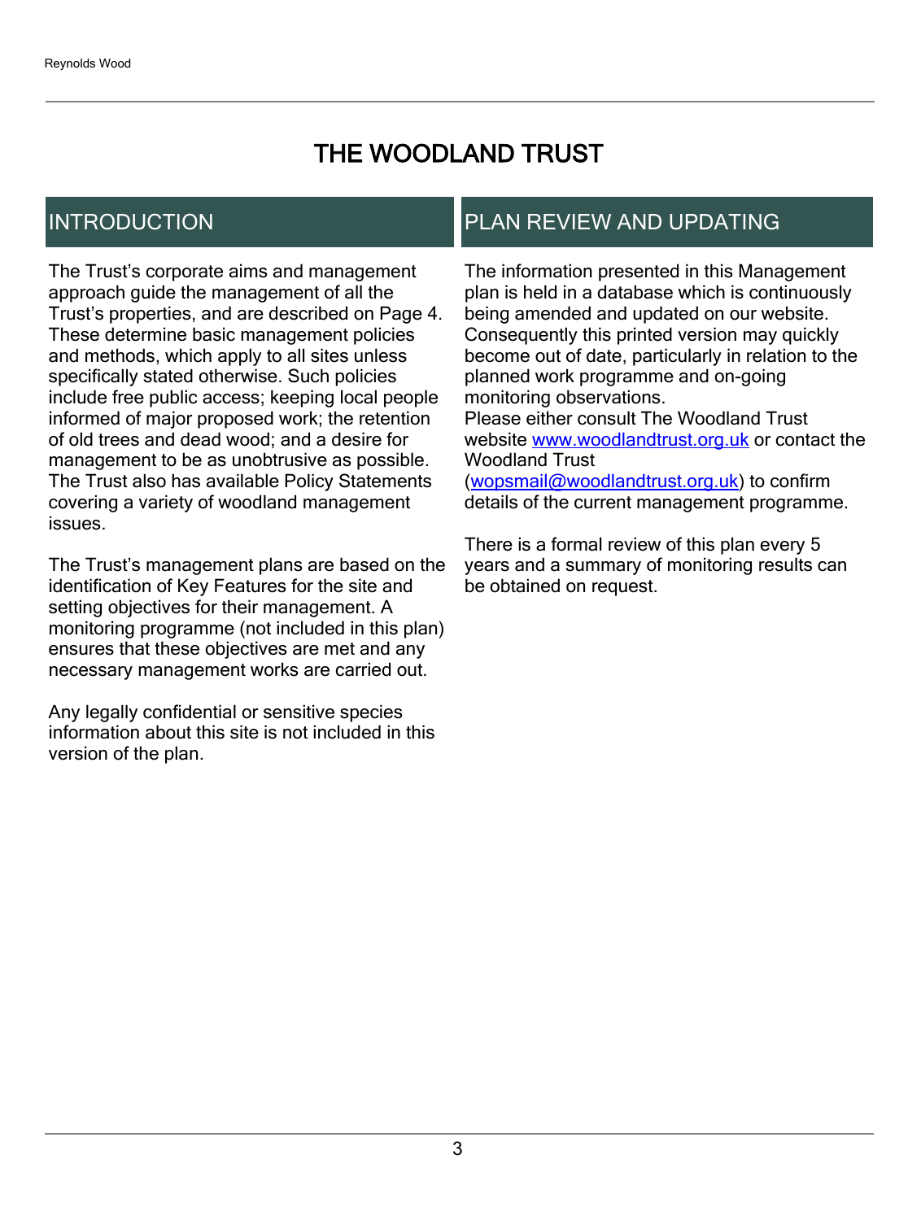# THE WOODLAND TRUST

## INTRODUCTION

The Trust's corporate aims and management approach guide the management of all the Trust's properties, and are described on Page 4. These determine basic management policies and methods, which apply to all sites unless specifically stated otherwise. Such policies include free public access; keeping local people informed of major proposed work; the retention of old trees and dead wood; and a desire for management to be as unobtrusive as possible. The Trust also has available Policy Statements covering a variety of woodland management issues.

The Trust's management plans are based on the identification of Key Features for the site and setting objectives for their management. A monitoring programme (not included in this plan) ensures that these objectives are met and any necessary management works are carried out.

Any legally confidential or sensitive species information about this site is not included in this version of the plan.

## PLAN REVIEW AND UPDATING

The information presented in this Management plan is held in a database which is continuously being amended and updated on our website. Consequently this printed version may quickly become out of date, particularly in relation to the planned work programme and on-going monitoring observations.
Please either consult The Woodland Trust website [www.woodlandtrust.org.uk](http://www.woodlandtrust.org.uk) or contact the Woodland Trust ([wopsmail@woodlandtrust.org.uk](mailto:wopsmail@woodlandtrust.org.uk)) to confirm details of the current management programme.

There is a formal review of this plan every 5 years and a summary of monitoring results can be obtained on request.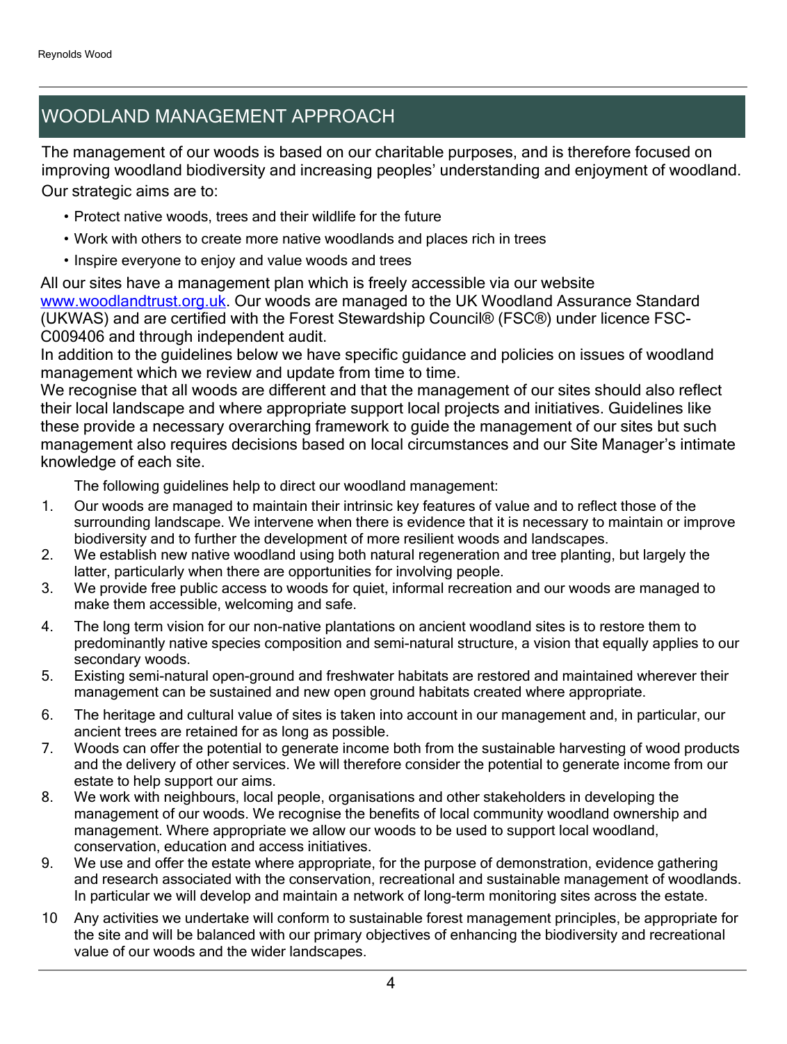# WOODLAND MANAGEMENT APPROACH

The management of our woods is based on our charitable purposes, and is therefore focused on improving woodland biodiversity and increasing peoples' understanding and enjoyment of woodland. Our strategic aims are to:

- Protect native woods, trees and their wildlife for the future
- Work with others to create more native woodlands and places rich in trees
- Inspire everyone to enjoy and value woods and trees

All our sites have a management plan which is freely accessible via our website [www.woodlandtrust.org.uk](http://www.woodlandtrust.org.uk). Our woods are managed to the UK Woodland Assurance Standard (UKWAS) and are certified with the Forest Stewardship Council® (FSC®) under licence FSC-C009406 and through independent audit.

In addition to the guidelines below we have specific guidance and policies on issues of woodland management which we review and update from time to time.

We recognise that all woods are different and that the management of our sites should also reflect their local landscape and where appropriate support local projects and initiatives. Guidelines like these provide a necessary overarching framework to guide the management of our sites but such management also requires decisions based on local circumstances and our Site Manager's intimate knowledge of each site.

The following guidelines help to direct our woodland management:

1. Our woods are managed to maintain their intrinsic key features of value and to reflect those of the surrounding landscape. We intervene when there is evidence that it is necessary to maintain or improve biodiversity and to further the development of more resilient woods and landscapes.
2. We establish new native woodland using both natural regeneration and tree planting, but largely the latter, particularly when there are opportunities for involving people.
3. We provide free public access to woods for quiet, informal recreation and our woods are managed to make them accessible, welcoming and safe.
4. The long term vision for our non-native plantations on ancient woodland sites is to restore them to predominantly native species composition and semi-natural structure, a vision that equally applies to our secondary woods.
5. Existing semi-natural open-ground and freshwater habitats are restored and maintained wherever their management can be sustained and new open ground habitats created where appropriate.
6. The heritage and cultural value of sites is taken into account in our management and, in particular, our ancient trees are retained for as long as possible.
7. Woods can offer the potential to generate income both from the sustainable harvesting of wood products and the delivery of other services. We will therefore consider the potential to generate income from our estate to help support our aims.
8. We work with neighbours, local people, organisations and other stakeholders in developing the management of our woods. We recognise the benefits of local community woodland ownership and management. Where appropriate we allow our woods to be used to support local woodland, conservation, education and access initiatives.
9. We use and offer the estate where appropriate, for the purpose of demonstration, evidence gathering and research associated with the conservation, recreational and sustainable management of woodlands. In particular we will develop and maintain a network of long-term monitoring sites across the estate.
10. Any activities we undertake will conform to sustainable forest management principles, be appropriate for the site and will be balanced with our primary objectives of enhancing the biodiversity and recreational value of our woods and the wider landscapes.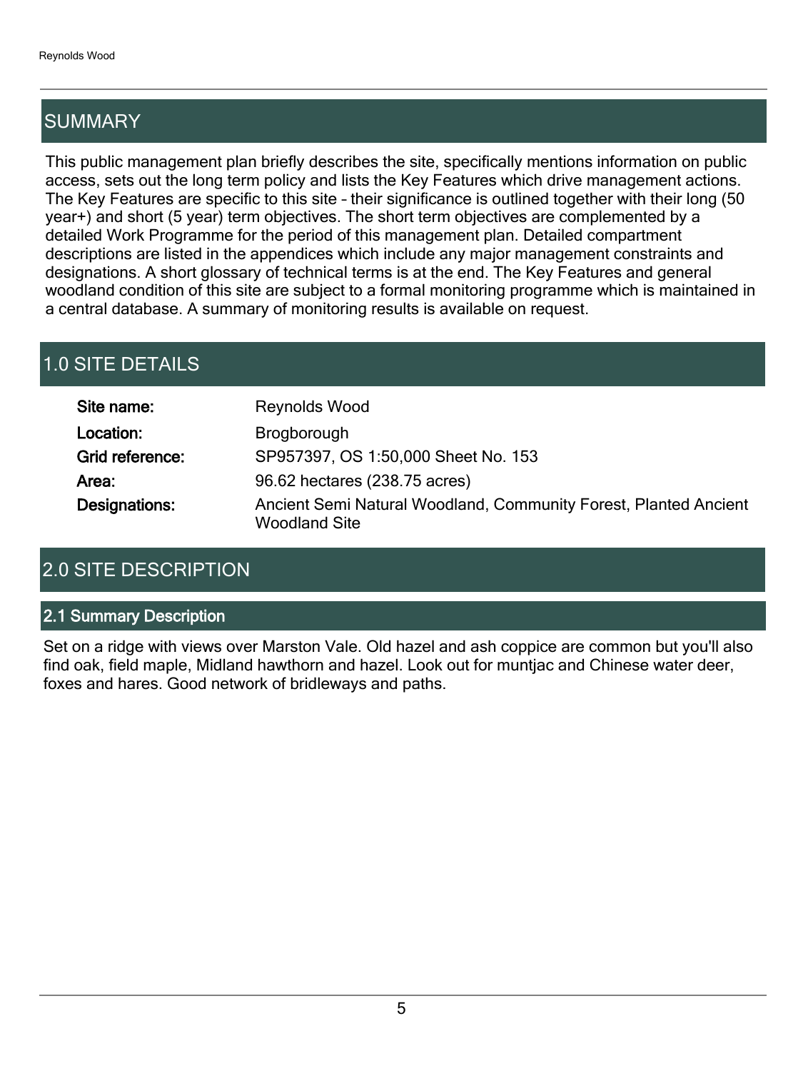## SUMMARY

This public management plan briefly describes the site, specifically mentions information on public access, sets out the long term policy and lists the Key Features which drive management actions. The Key Features are specific to this site – their significance is outlined together with their long (50 year+) and short (5 year) term objectives. The short term objectives are complemented by a detailed Work Programme for the period of this management plan. Detailed compartment descriptions are listed in the appendices which include any major management constraints and designations. A short glossary of technical terms is at the end. The Key Features and general woodland condition of this site are subject to a formal monitoring programme which is maintained in a central database. A summary of monitoring results is available on request.

## 1.0 SITE DETAILS

| | |
|---|---|
| **Site name:** | Reynolds Wood |
| **Location:** | Brogborough |
| **Grid reference:** | SP957397, OS 1:50,000 Sheet No. 153 |
| **Area:** | 96.62 hectares (238.75 acres) |
| **Designations:** | Ancient Semi Natural Woodland, Community Forest, Planted Ancient Woodland Site |

## 2.0 SITE DESCRIPTION

### 2.1 Summary Description

Set on a ridge with views over Marston Vale. Old hazel and ash coppice are common but you'll also find oak, field maple, Midland hawthorn and hazel. Look out for muntjac and Chinese water deer, foxes and hares. Good network of bridleways and paths.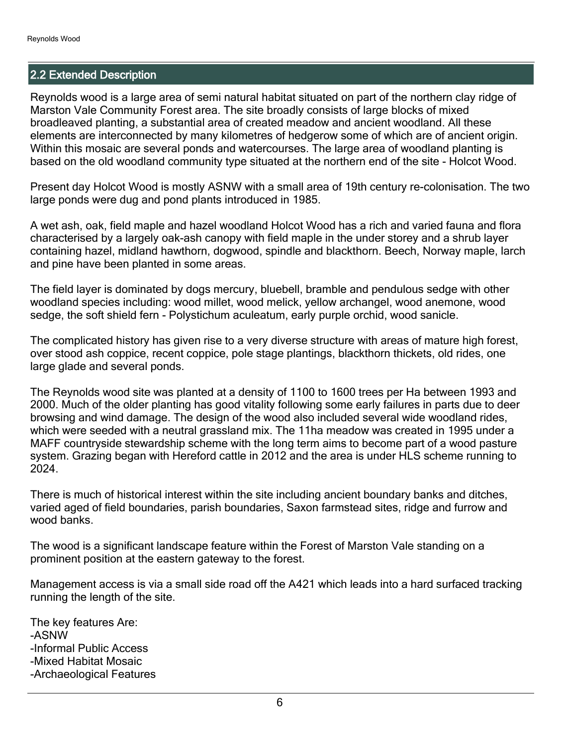## 2.2 Extended Description

Reynolds wood is a large area of semi natural habitat situated on part of the northern clay ridge of Marston Vale Community Forest area. The site broadly consists of large blocks of mixed broadleaved planting, a substantial area of created meadow and ancient woodland. All these elements are interconnected by many kilometres of hedgerow some of which are of ancient origin. Within this mosaic are several ponds and watercourses. The large area of woodland planting is based on the old woodland community type situated at the northern end of the site - Holcot Wood.

Present day Holcot Wood is mostly ASNW with a small area of 19th century re-colonisation. The two large ponds were dug and pond plants introduced in 1985.

A wet ash, oak, field maple and hazel woodland Holcot Wood has a rich and varied fauna and flora characterised by a largely oak-ash canopy with field maple in the under storey and a shrub layer containing hazel, midland hawthorn, dogwood, spindle and blackthorn. Beech, Norway maple, larch and pine have been planted in some areas.

The field layer is dominated by dogs mercury, bluebell, bramble and pendulous sedge with other woodland species including: wood millet, wood melick, yellow archangel, wood anemone, wood sedge, the soft shield fern - Polystichum aculeatum, early purple orchid, wood sanicle.

The complicated history has given rise to a very diverse structure with areas of mature high forest, over stood ash coppice, recent coppice, pole stage plantings, blackthorn thickets, old rides, one large glade and several ponds.

The Reynolds wood site was planted at a density of 1100 to 1600 trees per Ha between 1993 and 2000. Much of the older planting has good vitality following some early failures in parts due to deer browsing and wind damage. The design of the wood also included several wide woodland rides, which were seeded with a neutral grassland mix. The 11ha meadow was created in 1995 under a MAFF countryside stewardship scheme with the long term aims to become part of a wood pasture system. Grazing began with Hereford cattle in 2012 and the area is under HLS scheme running to 2024.

There is much of historical interest within the site including ancient boundary banks and ditches, varied aged of field boundaries, parish boundaries, Saxon farmstead sites, ridge and furrow and wood banks.

The wood is a significant landscape feature within the Forest of Marston Vale standing on a prominent position at the eastern gateway to the forest.

Management access is via a small side road off the A421 which leads into a hard surfaced tracking running the length of the site.

The key features Are:
-ASNW
-Informal Public Access
-Mixed Habitat Mosaic
-Archaeological Features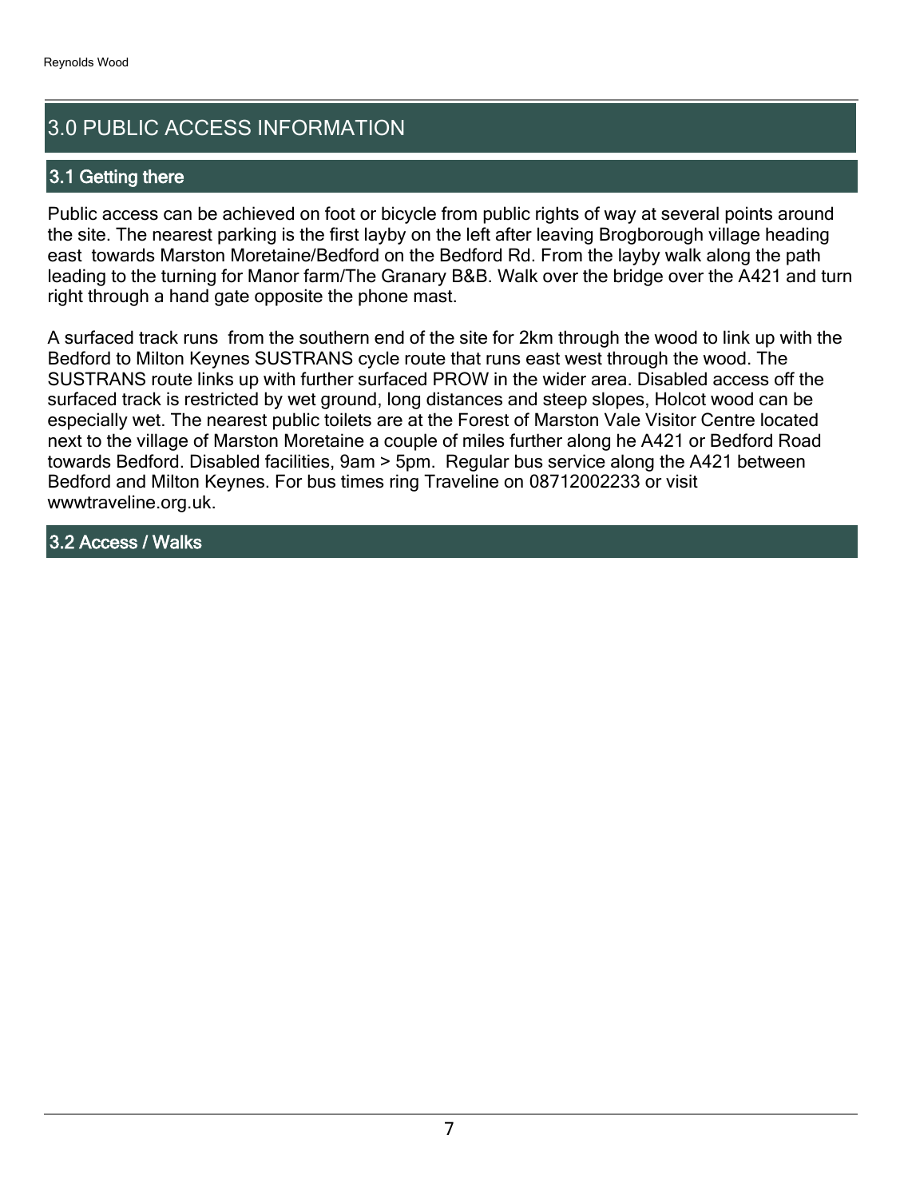# 3.0 PUBLIC ACCESS INFORMATION

## 3.1 Getting there

Public access can be achieved on foot or bicycle from public rights of way at several points around the site. The nearest parking is the first layby on the left after leaving Brogborough village heading east towards Marston Moretaine/Bedford on the Bedford Rd. From the layby walk along the path leading to the turning for Manor farm/The Granary B&B. Walk over the bridge over the A421 and turn right through a hand gate opposite the phone mast.

A surfaced track runs from the southern end of the site for 2km through the wood to link up with the Bedford to Milton Keynes SUSTRANS cycle route that runs east west through the wood. The SUSTRANS route links up with further surfaced PROW in the wider area. Disabled access off the surfaced track is restricted by wet ground, long distances and steep slopes, Holcot wood can be especially wet. The nearest public toilets are at the Forest of Marston Vale Visitor Centre located next to the village of Marston Moretaine a couple of miles further along he A421 or Bedford Road towards Bedford. Disabled facilities, 9am > 5pm. Regular bus service along the A421 between Bedford and Milton Keynes. For bus times ring Traveline on 08712002233 or visit wwwtraveline.org.uk.

## 3.2 Access / Walks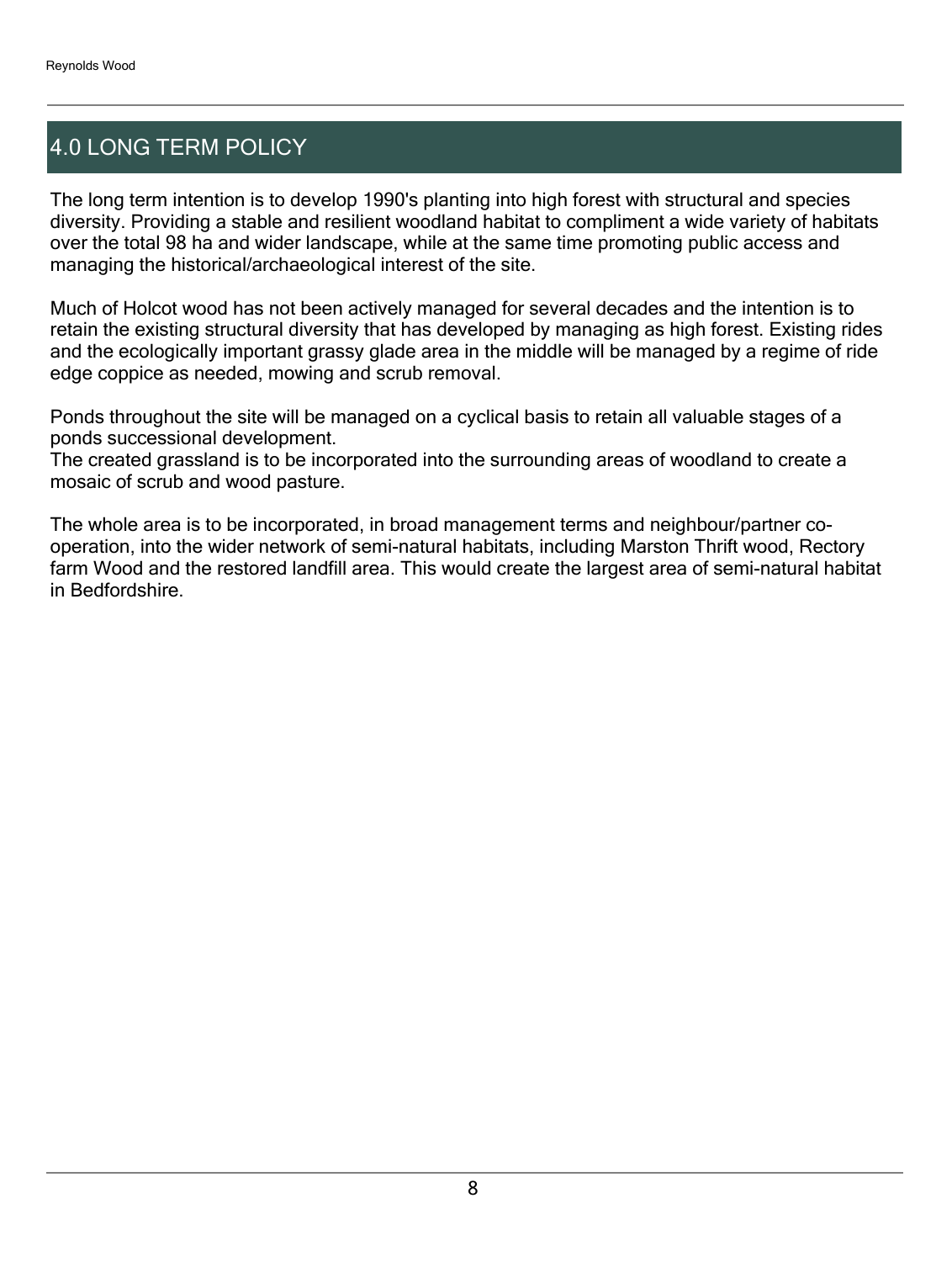# 4.0 LONG TERM POLICY

The long term intention is to develop 1990's planting into high forest with structural and species diversity. Providing a stable and resilient woodland habitat to compliment a wide variety of habitats over the total 98 ha and wider landscape, while at the same time promoting public access and managing the historical/archaeological interest of the site.

Much of Holcot wood has not been actively managed for several decades and the intention is to retain the existing structural diversity that has developed by managing as high forest. Existing rides and the ecologically important grassy glade area in the middle will be managed by a regime of ride edge coppice as needed, mowing and scrub removal.

Ponds throughout the site will be managed on a cyclical basis to retain all valuable stages of a ponds successional development.
The created grassland is to be incorporated into the surrounding areas of woodland to create a mosaic of scrub and wood pasture.

The whole area is to be incorporated, in broad management terms and neighbour/partner co-operation, into the wider network of semi-natural habitats, including Marston Thrift wood, Rectory farm Wood and the restored landfill area. This would create the largest area of semi-natural habitat in Bedfordshire.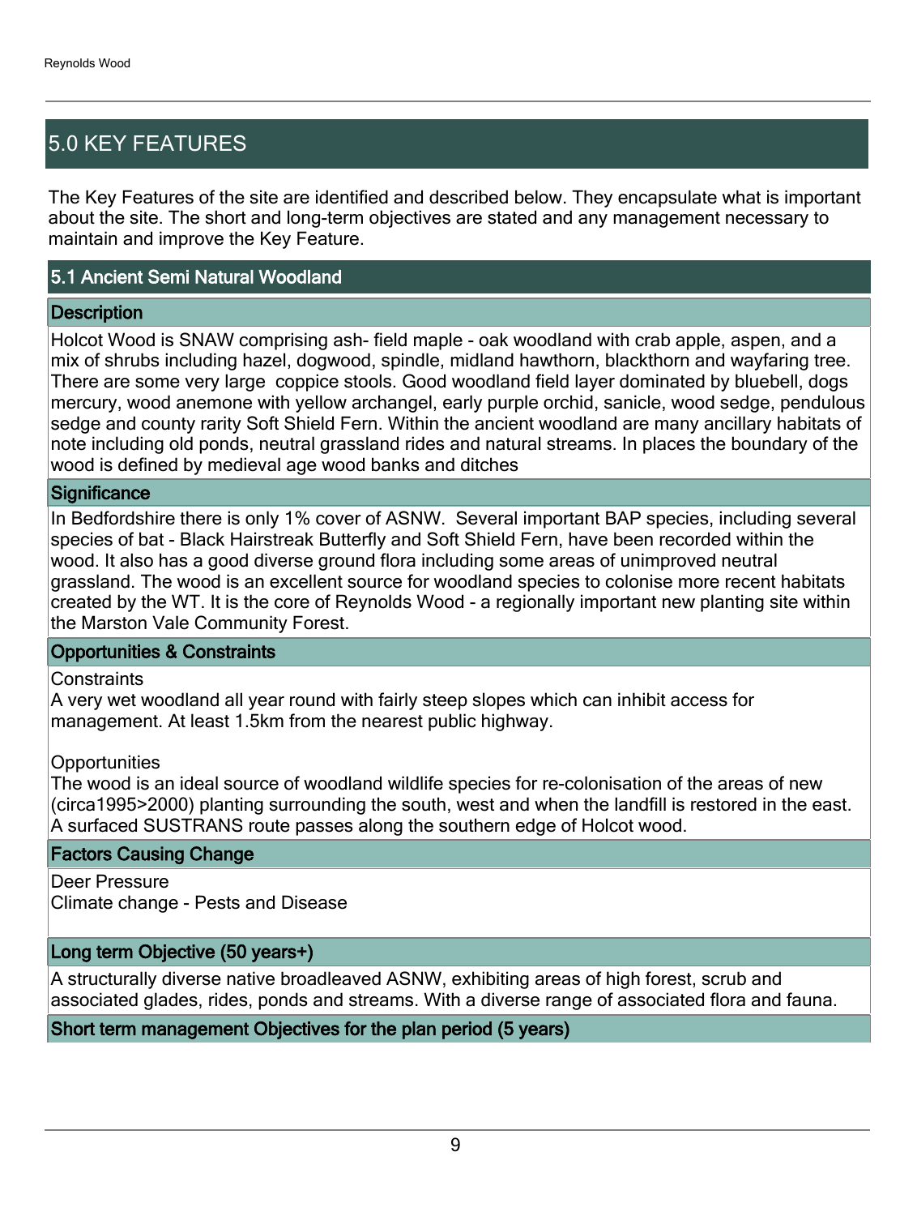## 5.0 KEY FEATURES

The Key Features of the site are identified and described below. They encapsulate what is important about the site. The short and long-term objectives are stated and any management necessary to maintain and improve the Key Feature.

### 5.1 Ancient Semi Natural Woodland

#### Description

Holcot Wood is SNAW comprising ash- field maple - oak woodland with crab apple, aspen, and a mix of shrubs including hazel, dogwood, spindle, midland hawthorn, blackthorn and wayfaring tree. There are some very large coppice stools. Good woodland field layer dominated by bluebell, dogs mercury, wood anemone with yellow archangel, early purple orchid, sanicle, wood sedge, pendulous sedge and county rarity Soft Shield Fern. Within the ancient woodland are many ancillary habitats of note including old ponds, neutral grassland rides and natural streams. In places the boundary of the wood is defined by medieval age wood banks and ditches

#### Significance

In Bedfordshire there is only 1% cover of ASNW. Several important BAP species, including several species of bat - Black Hairstreak Butterfly and Soft Shield Fern, have been recorded within the wood. It also has a good diverse ground flora including some areas of unimproved neutral grassland. The wood is an excellent source for woodland species to colonise more recent habitats created by the WT. It is the core of Reynolds Wood - a regionally important new planting site within the Marston Vale Community Forest.

#### Opportunities & Constraints

Constraints
A very wet woodland all year round with fairly steep slopes which can inhibit access for management. At least 1.5km from the nearest public highway.

Opportunities
The wood is an ideal source of woodland wildlife species for re-colonisation of the areas of new (circa1995>2000) planting surrounding the south, west and when the landfill is restored in the east. A surfaced SUSTRANS route passes along the southern edge of Holcot wood.

#### Factors Causing Change

Deer Pressure
Climate change - Pests and Disease

#### Long term Objective (50 years+)

A structurally diverse native broadleaved ASNW, exhibiting areas of high forest, scrub and associated glades, rides, ponds and streams. With a diverse range of associated flora and fauna.

#### Short term management Objectives for the plan period (5 years)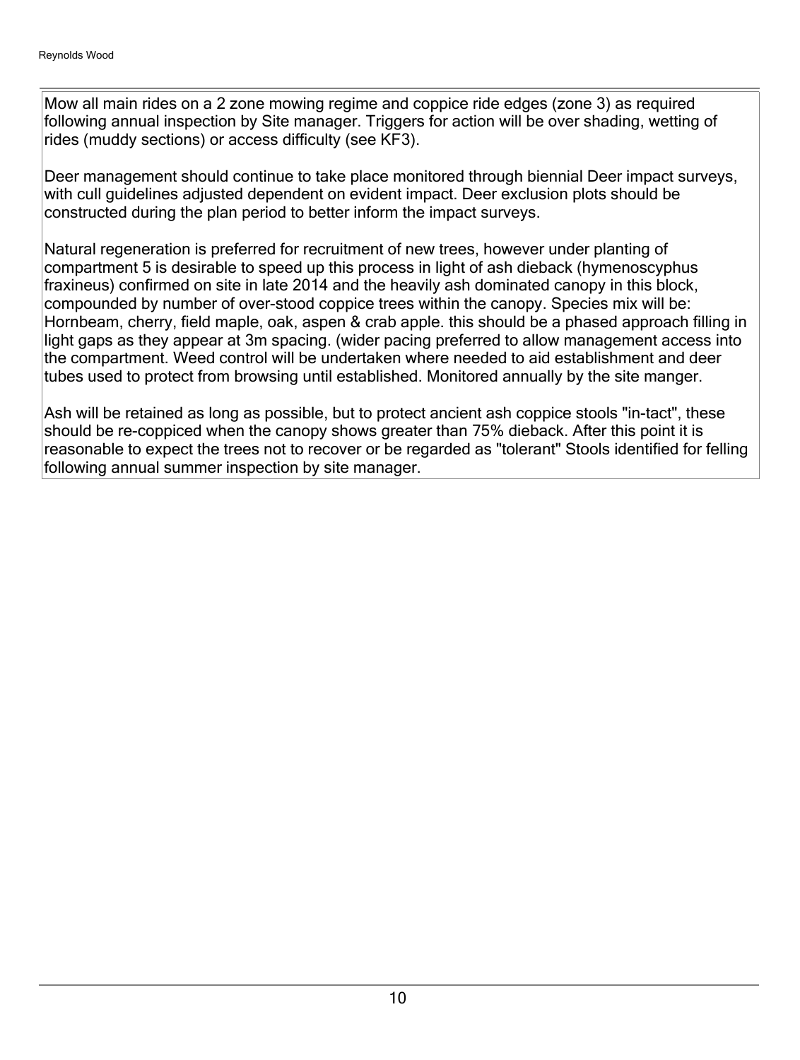Mow all main rides on a 2 zone mowing regime and coppice ride edges (zone 3) as required following annual inspection by Site manager. Triggers for action will be over shading, wetting of rides (muddy sections) or access difficulty (see KF3).

Deer management should continue to take place monitored through biennial Deer impact surveys, with cull guidelines adjusted dependent on evident impact. Deer exclusion plots should be constructed during the plan period to better inform the impact surveys.

Natural regeneration is preferred for recruitment of new trees, however under planting of compartment 5 is desirable to speed up this process in light of ash dieback (hymenoscyphus fraxineus) confirmed on site in late 2014 and the heavily ash dominated canopy in this block, compounded by number of over-stood coppice trees within the canopy. Species mix will be: Hornbeam, cherry, field maple, oak, aspen & crab apple. this should be a phased approach filling in light gaps as they appear at 3m spacing. (wider pacing preferred to allow management access into the compartment. Weed control will be undertaken where needed to aid establishment and deer tubes used to protect from browsing until established. Monitored annually by the site manger.

Ash will be retained as long as possible, but to protect ancient ash coppice stools "in-tact", these should be re-coppiced when the canopy shows greater than 75% dieback. After this point it is reasonable to expect the trees not to recover or be regarded as "tolerant" Stools identified for felling following annual summer inspection by site manager.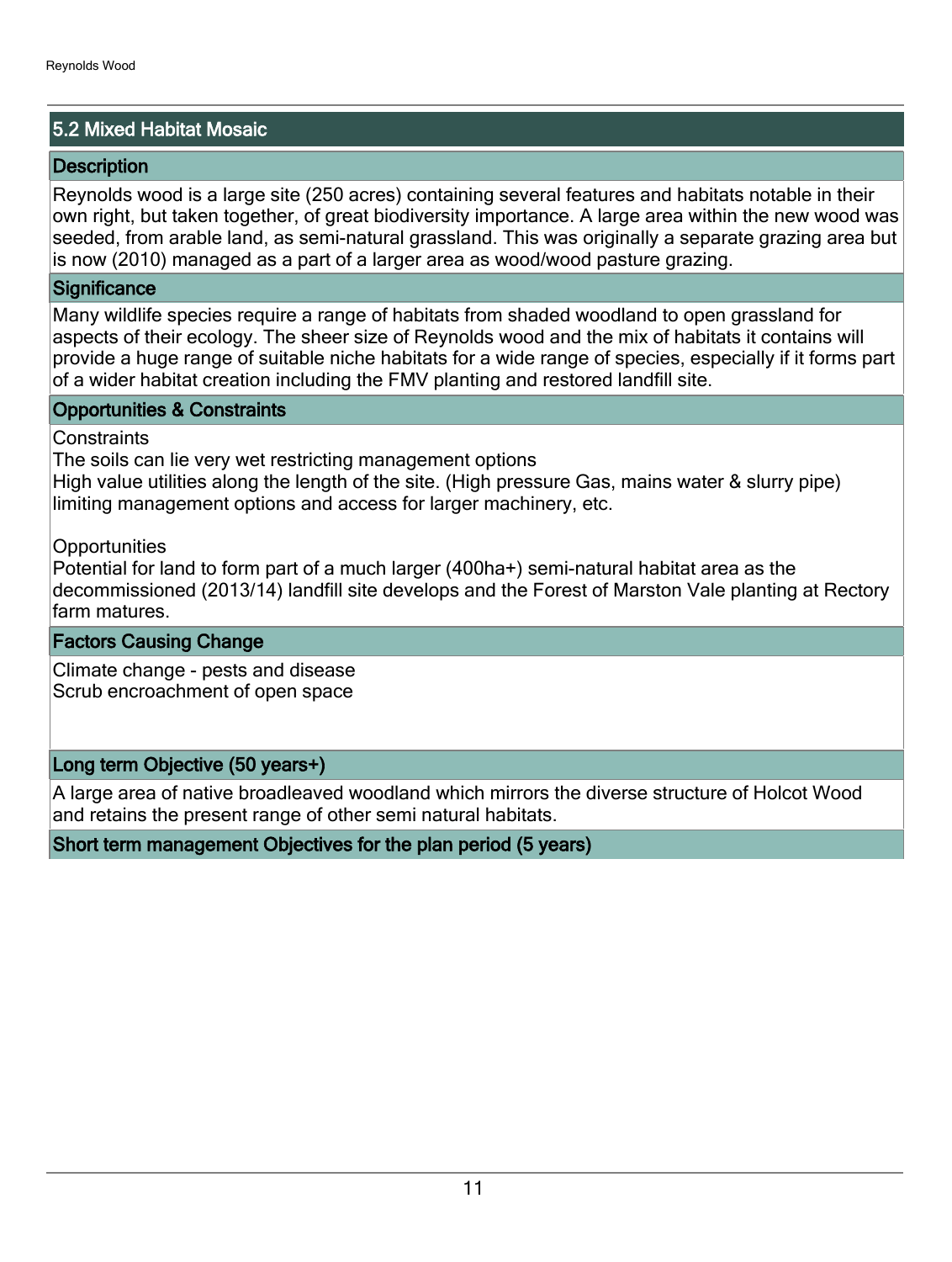## 5.2 Mixed Habitat Mosaic

### Description

Reynolds wood is a large site (250 acres) containing several features and habitats notable in their own right, but taken together, of great biodiversity importance. A large area within the new wood was seeded, from arable land, as semi-natural grassland. This was originally a separate grazing area but is now (2010) managed as a part of a larger area as wood/wood pasture grazing.

### Significance

Many wildlife species require a range of habitats from shaded woodland to open grassland for aspects of their ecology. The sheer size of Reynolds wood and the mix of habitats it contains will provide a huge range of suitable niche habitats for a wide range of species, especially if it forms part of a wider habitat creation including the FMV planting and restored landfill site.

### Opportunities & Constraints

Constraints

The soils can lie very wet restricting management options

High value utilities along the length of the site. (High pressure Gas, mains water & slurry pipe) limiting management options and access for larger machinery, etc.

Opportunities

Potential for land to form part of a much larger (400ha+) semi-natural habitat area as the decommissioned (2013/14) landfill site develops and the Forest of Marston Vale planting at Rectory farm matures.

### Factors Causing Change

Climate change - pests and disease

Scrub encroachment of open space

### Long term Objective (50 years+)

A large area of native broadleaved woodland which mirrors the diverse structure of Holcot Wood and retains the present range of other semi natural habitats.

### Short term management Objectives for the plan period (5 years)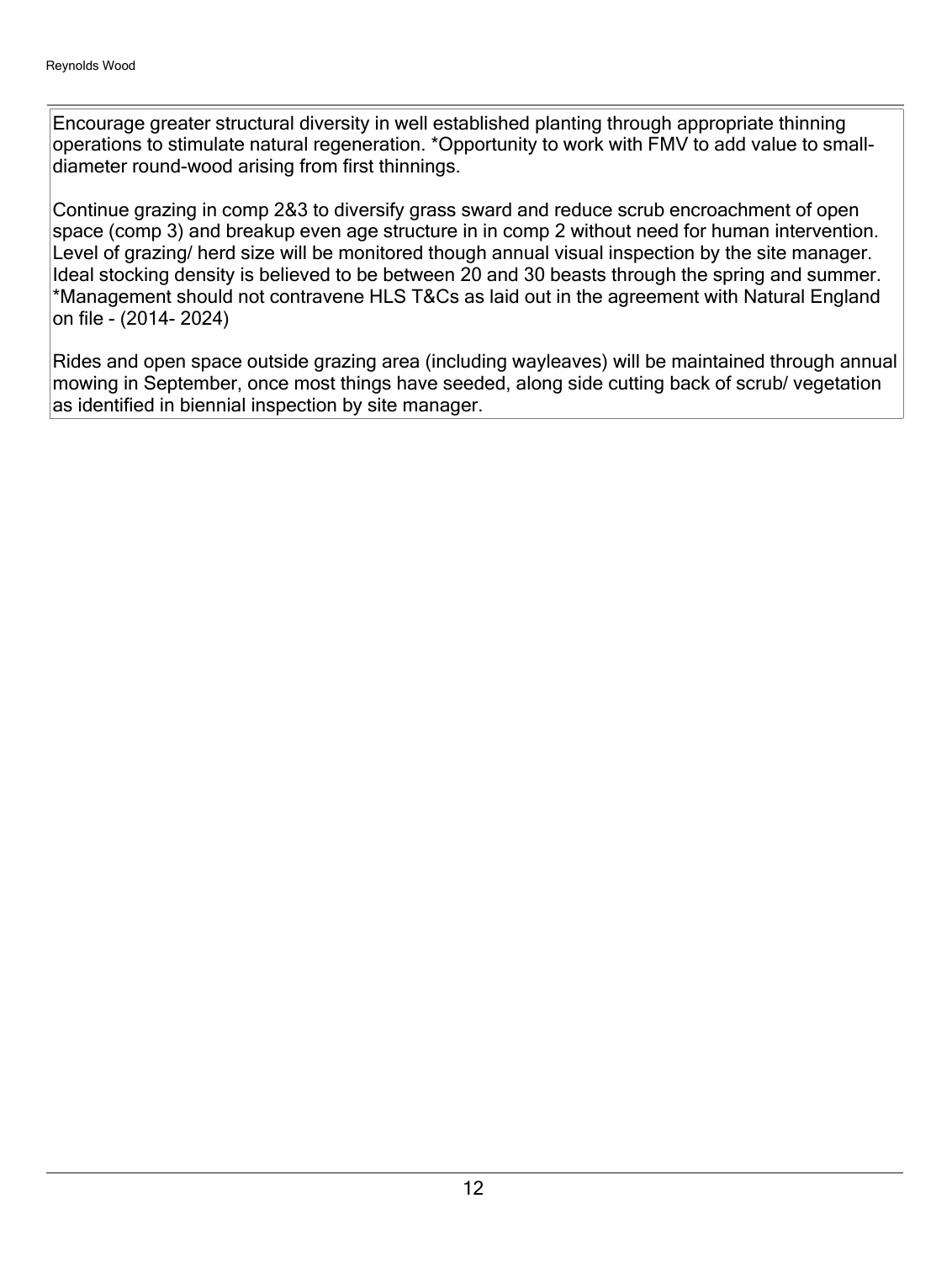Encourage greater structural diversity in well established planting through appropriate thinning operations to stimulate natural regeneration. *Opportunity to work with FMV to add value to small-diameter round-wood arising from first thinnings.

Continue grazing in comp 2&3 to diversify grass sward and reduce scrub encroachment of open space (comp 3) and breakup even age structure in in comp 2 without need for human intervention. Level of grazing/ herd size will be monitored though annual visual inspection by the site manager. Ideal stocking density is believed to be between 20 and 30 beasts through the spring and summer. *Management should not contravene HLS T&Cs as laid out in the agreement with Natural England on file - (2014- 2024)

Rides and open space outside grazing area (including wayleaves) will be maintained through annual mowing in September, once most things have seeded, along side cutting back of scrub/ vegetation as identified in biennial inspection by site manager.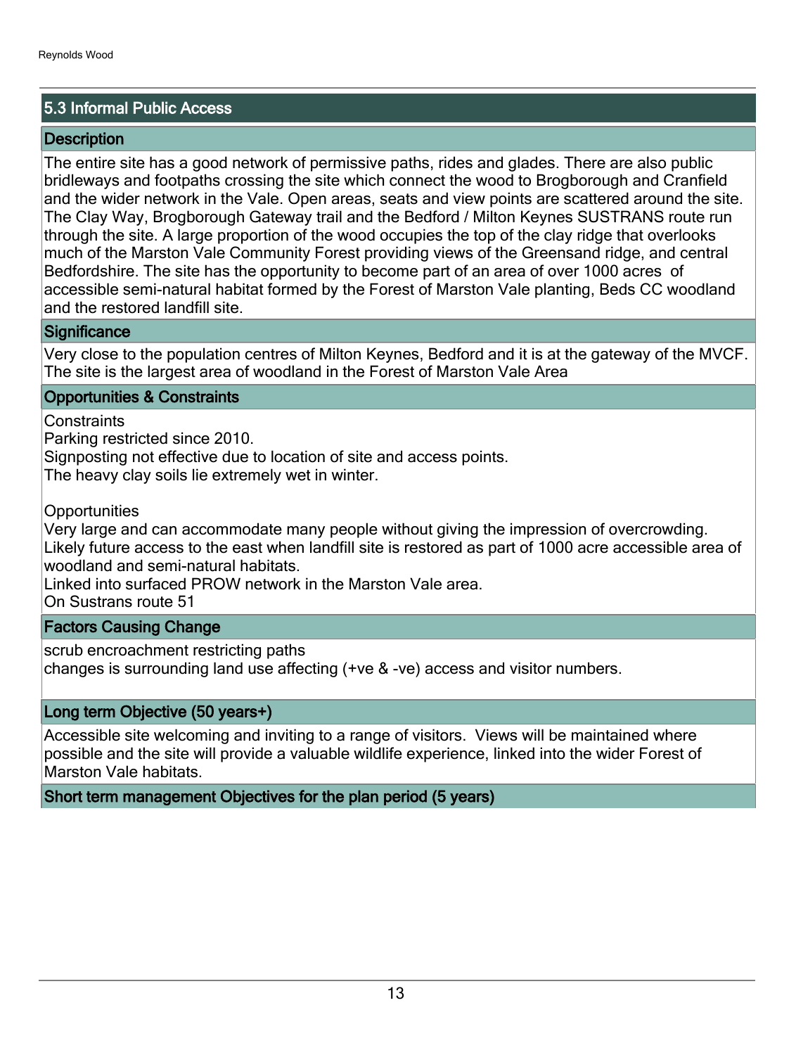## 5.3 Informal Public Access

### Description

The entire site has a good network of permissive paths, rides and glades. There are also public bridleways and footpaths crossing the site which connect the wood to Brogborough and Cranfield and the wider network in the Vale. Open areas, seats and view points are scattered around the site. The Clay Way, Brogborough Gateway trail and the Bedford / Milton Keynes SUSTRANS route run through the site. A large proportion of the wood occupies the top of the clay ridge that overlooks much of the Marston Vale Community Forest providing views of the Greensand ridge, and central Bedfordshire. The site has the opportunity to become part of an area of over 1000 acres of accessible semi-natural habitat formed by the Forest of Marston Vale planting, Beds CC woodland and the restored landfill site.

### Significance

Very close to the population centres of Milton Keynes, Bedford and it is at the gateway of the MVCF. The site is the largest area of woodland in the Forest of Marston Vale Area

### Opportunities & Constraints

Constraints
Parking restricted since 2010.
Signposting not effective due to location of site and access points.
The heavy clay soils lie extremely wet in winter.

Opportunities
Very large and can accommodate many people without giving the impression of overcrowding.
Likely future access to the east when landfill site is restored as part of 1000 acre accessible area of woodland and semi-natural habitats.
Linked into surfaced PROW network in the Marston Vale area.
On Sustrans route 51

### Factors Causing Change

scrub encroachment restricting paths
changes is surrounding land use affecting (+ve & -ve) access and visitor numbers.

### Long term Objective (50 years+)

Accessible site welcoming and inviting to a range of visitors. Views will be maintained where possible and the site will provide a valuable wildlife experience, linked into the wider Forest of Marston Vale habitats.

### Short term management Objectives for the plan period (5 years)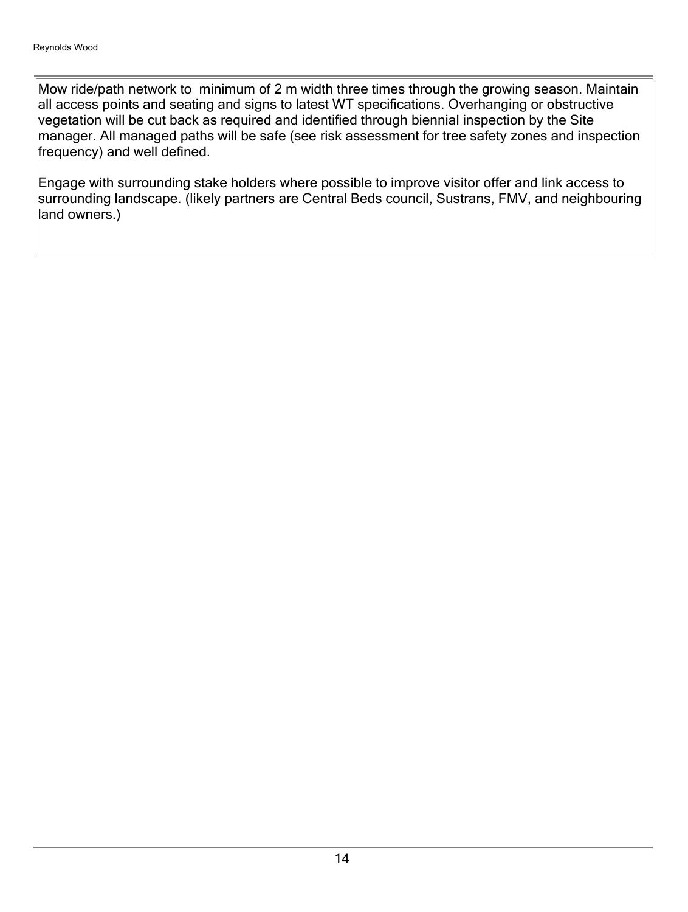Mow ride/path network to  minimum of 2 m width three times through the growing season. Maintain all access points and seating and signs to latest WT specifications. Overhanging or obstructive vegetation will be cut back as required and identified through biennial inspection by the Site manager. All managed paths will be safe (see risk assessment for tree safety zones and inspection frequency) and well defined.

Engage with surrounding stake holders where possible to improve visitor offer and link access to surrounding landscape. (likely partners are Central Beds council, Sustrans, FMV, and neighbouring land owners.)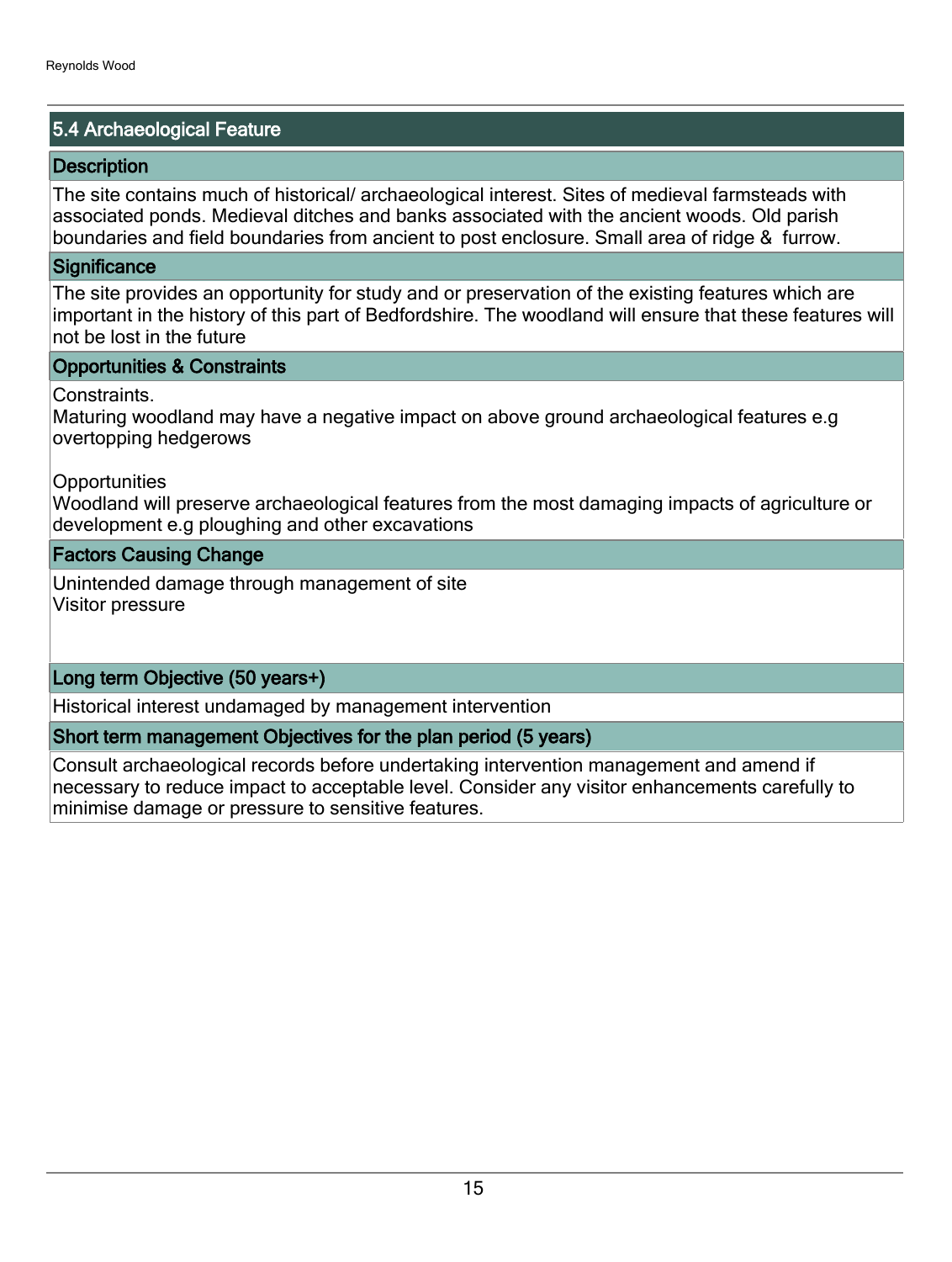## 5.4 Archaeological Feature

### Description

The site contains much of historical/ archaeological interest. Sites of medieval farmsteads with associated ponds. Medieval ditches and banks associated with the ancient woods. Old parish boundaries and field boundaries from ancient to post enclosure. Small area of ridge & furrow.

### Significance

The site provides an opportunity for study and or preservation of the existing features which are important in the history of this part of Bedfordshire. The woodland will ensure that these features will not be lost in the future

### Opportunities & Constraints

Constraints.
Maturing woodland may have a negative impact on above ground archaeological features e.g overtopping hedgerows

Opportunities
Woodland will preserve archaeological features from the most damaging impacts of agriculture or development e.g ploughing and other excavations

### Factors Causing Change

Unintended damage through management of site
Visitor pressure

### Long term Objective (50 years+)

Historical interest undamaged by management intervention

### Short term management Objectives for the plan period (5 years)

Consult archaeological records before undertaking intervention management and amend if necessary to reduce impact to acceptable level. Consider any visitor enhancements carefully to minimise damage or pressure to sensitive features.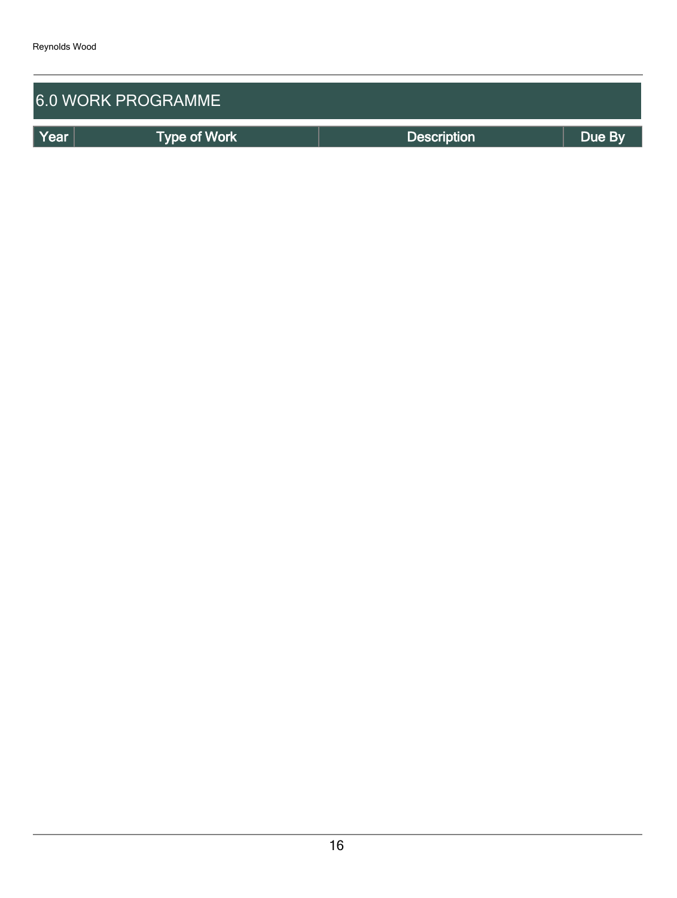## 6.0 WORK PROGRAMME

| Year | Type of Work | Description | Due By |
| --- | --- | --- | --- |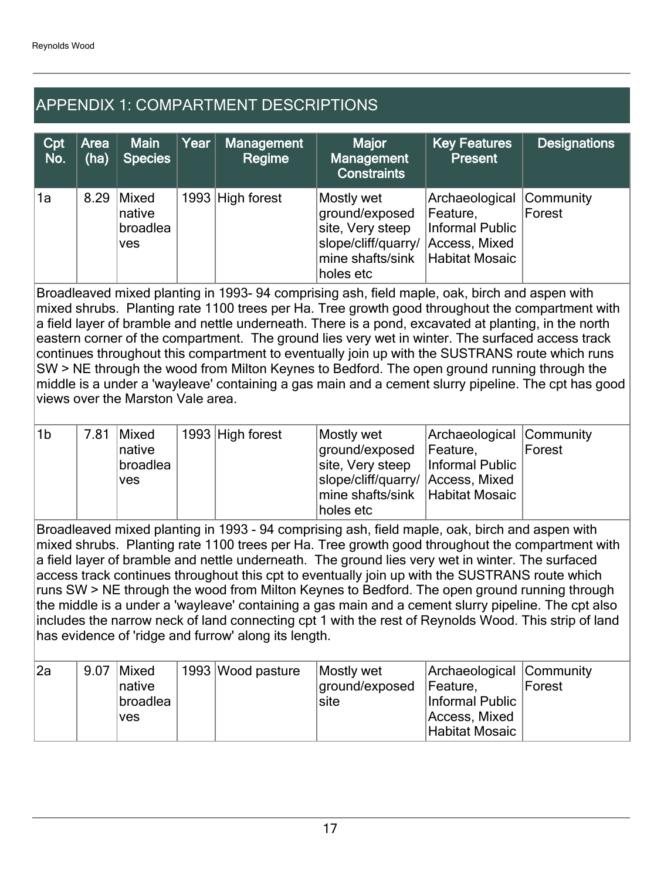## APPENDIX 1: COMPARTMENT DESCRIPTIONS

| Cpt No. | Area (ha) | Main Species | Year | Management Regime | Major Management Constraints | Key Features Present | Designations |
|---|---|---|---|---|---|---|---|
| 1a | 8.29 | Mixed native broadleaves | 1993 | High forest | Mostly wet ground/exposed site, Very steep slope/cliff/quarry/ mine shafts/sink holes etc | Archaeological Feature, Informal Public Access, Mixed Habitat Mosaic | Community Forest |
| Broadleaved mixed planting in 1993- 94 comprising ash, field maple, oak, birch and aspen with mixed shrubs. Planting rate 1100 trees per Ha. Tree growth good throughout the compartment with a field layer of bramble and nettle underneath. There is a pond, excavated at planting, in the north eastern corner of the compartment. The ground lies very wet in winter. The surfaced access track continues throughout this compartment to eventually join up with the SUSTRANS route which runs SW > NE through the wood from Milton Keynes to Bedford. The open ground running through the middle is a under a 'wayleave' containing a gas main and a cement slurry pipeline. The cpt has good views over the Marston Vale area. | | | | | | | |
| 1b | 7.81 | Mixed native broadleaves | 1993 | High forest | Mostly wet ground/exposed site, Very steep slope/cliff/quarry/ mine shafts/sink holes etc | Archaeological Feature, Informal Public Access, Mixed Habitat Mosaic | Community Forest |
| Broadleaved mixed planting in 1993 - 94 comprising ash, field maple, oak, birch and aspen with mixed shrubs. Planting rate 1100 trees per Ha. Tree growth good throughout the compartment with a field layer of bramble and nettle underneath. The ground lies very wet in winter. The surfaced access track continues throughout this cpt to eventually join up with the SUSTRANS route which runs SW > NE through the wood from Milton Keynes to Bedford. The open ground running through the middle is a under a 'wayleave' containing a gas main and a cement slurry pipeline. The cpt also includes the narrow neck of land connecting cpt 1 with the rest of Reynolds Wood. This strip of land has evidence of 'ridge and furrow' along its length. | | | | | | | |
| 2a | 9.07 | Mixed native broadleaves | 1993 | Wood pasture | Mostly wet ground/exposed site | Archaeological Feature, Informal Public Access, Mixed Habitat Mosaic | Community Forest |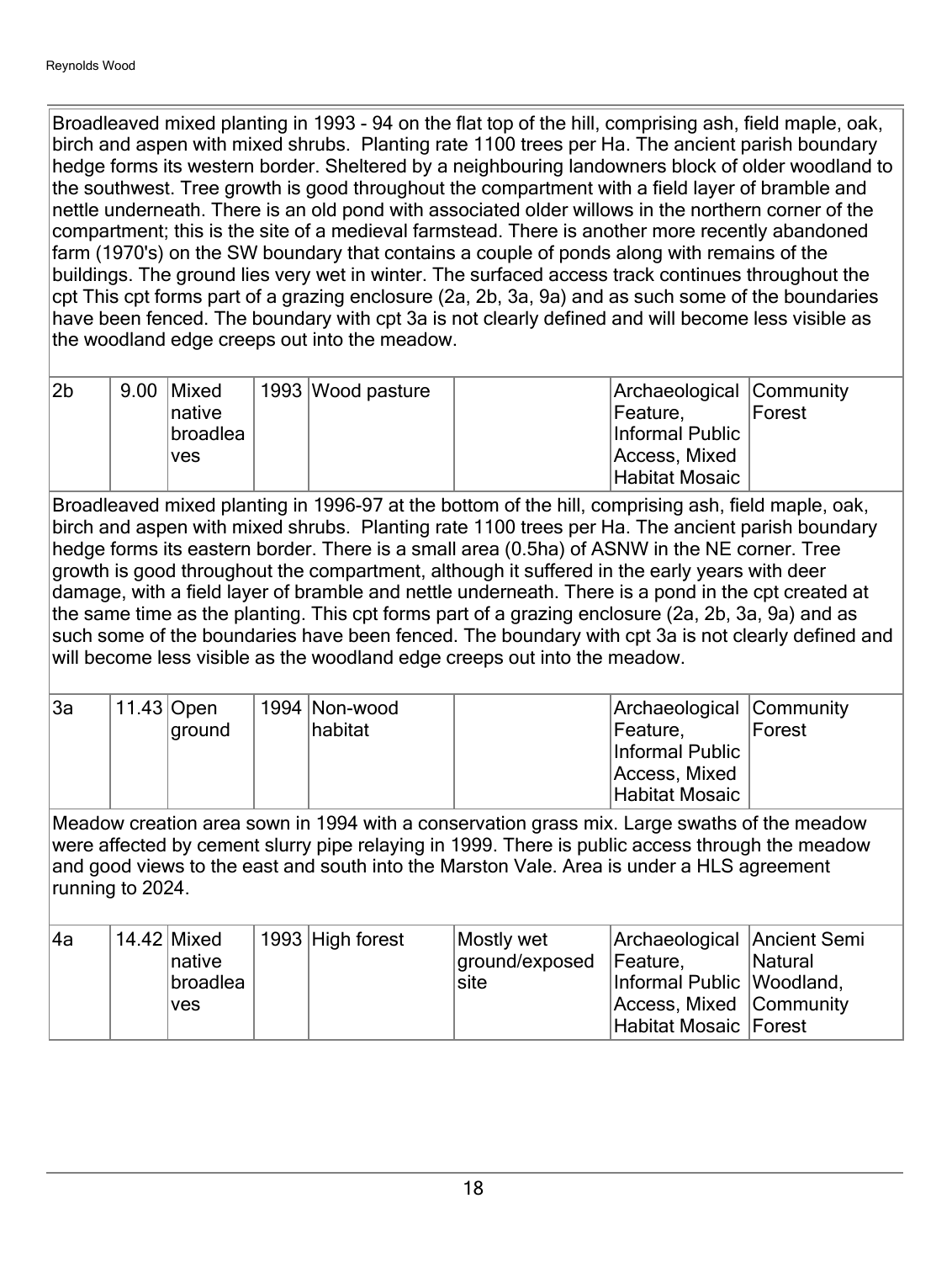Broadleaved mixed planting in 1993 - 94 on the flat top of the hill, comprising ash, field maple, oak, birch and aspen with mixed shrubs. Planting rate 1100 trees per Ha. The ancient parish boundary hedge forms its western border. Sheltered by a neighbouring landowners block of older woodland to the southwest. Tree growth is good throughout the compartment with a field layer of bramble and nettle underneath. There is an old pond with associated older willows in the northern corner of the compartment; this is the site of a medieval farmstead. There is another more recently abandoned farm (1970's) on the SW boundary that contains a couple of ponds along with remains of the buildings. The ground lies very wet in winter. The surfaced access track continues throughout the cpt This cpt forms part of a grazing enclosure (2a, 2b, 3a, 9a) and as such some of the boundaries have been fenced. The boundary with cpt 3a is not clearly defined and will become less visible as the woodland edge creeps out into the meadow.

| 2b | 9.00 | Mixed native broadleaves | 1993 | Wood pasture | | Archaeological Feature, Informal Public Access, Mixed Habitat Mosaic | Community Forest |
|---|---|---|---|---|---|---|---|

Broadleaved mixed planting in 1996-97 at the bottom of the hill, comprising ash, field maple, oak, birch and aspen with mixed shrubs. Planting rate 1100 trees per Ha. The ancient parish boundary hedge forms its eastern border. There is a small area (0.5ha) of ASNW in the NE corner. Tree growth is good throughout the compartment, although it suffered in the early years with deer damage, with a field layer of bramble and nettle underneath. There is a pond in the cpt created at the same time as the planting. This cpt forms part of a grazing enclosure (2a, 2b, 3a, 9a) and as such some of the boundaries have been fenced. The boundary with cpt 3a is not clearly defined and will become less visible as the woodland edge creeps out into the meadow.

| 3a | 11.43 | Open ground | 1994 | Non-wood habitat | | Archaeological Feature, Informal Public Access, Mixed Habitat Mosaic | Community Forest |
|---|---|---|---|---|---|---|---|

Meadow creation area sown in 1994 with a conservation grass mix. Large swaths of the meadow were affected by cement slurry pipe relaying in 1999. There is public access through the meadow and good views to the east and south into the Marston Vale. Area is under a HLS agreement running to 2024.

| 4a | 14.42 | Mixed native broadleaves | 1993 | High forest | Mostly wet ground/exposed site | Archaeological Feature, Informal Public Access, Mixed Habitat Mosaic | Ancient Semi Natural Woodland, Community Forest |
|---|---|---|---|---|---|---|---|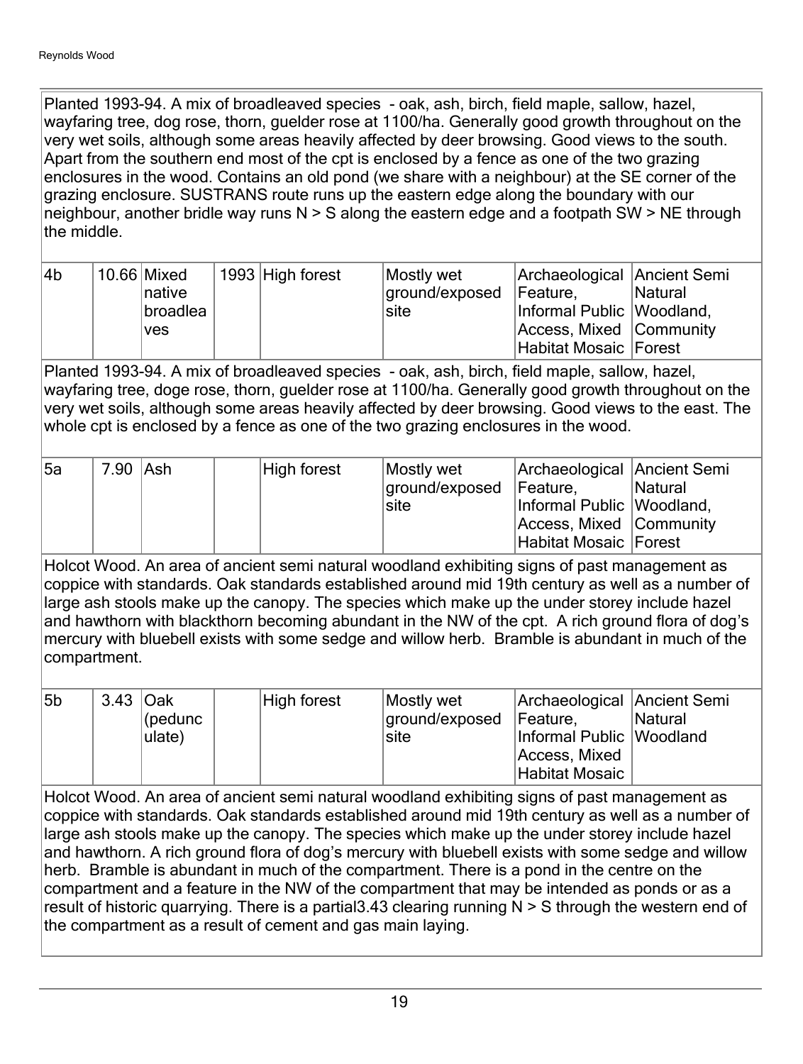Planted 1993-94. A mix of broadleaved species - oak, ash, birch, field maple, sallow, hazel, wayfaring tree, dog rose, thorn, guelder rose at 1100/ha. Generally good growth throughout on the very wet soils, although some areas heavily affected by deer browsing. Good views to the south. Apart from the southern end most of the cpt is enclosed by a fence as one of the two grazing enclosures in the wood. Contains an old pond (we share with a neighbour) at the SE corner of the grazing enclosure. SUSTRANS route runs up the eastern edge along the boundary with our neighbour, another bridle way runs N > S along the eastern edge and a footpath SW > NE through the middle.

| 4b | 10.66 | Mixed native broadleaves | 1993 | High forest | Mostly wet ground/exposed site | Archaeological Feature, Informal Public Access, Mixed Habitat Mosaic | Ancient Semi Natural Woodland, Community Forest |
|---|---|---|---|---|---|---|---|

Planted 1993-94. A mix of broadleaved species - oak, ash, birch, field maple, sallow, hazel, wayfaring tree, doge rose, thorn, guelder rose at 1100/ha. Generally good growth throughout on the very wet soils, although some areas heavily affected by deer browsing. Good views to the east. The whole cpt is enclosed by a fence as one of the two grazing enclosures in the wood.

| 5a | 7.90 | Ash | | High forest | Mostly wet ground/exposed site | Archaeological Feature, Informal Public Access, Mixed Habitat Mosaic | Ancient Semi Natural Woodland, Community Forest |
|---|---|---|---|---|---|---|---|

Holcot Wood. An area of ancient semi natural woodland exhibiting signs of past management as coppice with standards. Oak standards established around mid 19th century as well as a number of large ash stools make up the canopy. The species which make up the under storey include hazel and hawthorn with blackthorn becoming abundant in the NW of the cpt. A rich ground flora of dog's mercury with bluebell exists with some sedge and willow herb. Bramble is abundant in much of the compartment.

| 5b | 3.43 | Oak (pedunculate) | | High forest | Mostly wet ground/exposed site | Archaeological Feature, Informal Public Access, Mixed Habitat Mosaic | Ancient Semi Natural Woodland |
|---|---|---|---|---|---|---|---|

Holcot Wood. An area of ancient semi natural woodland exhibiting signs of past management as coppice with standards. Oak standards established around mid 19th century as well as a number of large ash stools make up the canopy. The species which make up the under storey include hazel and hawthorn. A rich ground flora of dog's mercury with bluebell exists with some sedge and willow herb. Bramble is abundant in much of the compartment. There is a pond in the centre on the compartment and a feature in the NW of the compartment that may be intended as ponds or as a result of historic quarrying. There is a partial3.43 clearing running N > S through the western end of the compartment as a result of cement and gas main laying.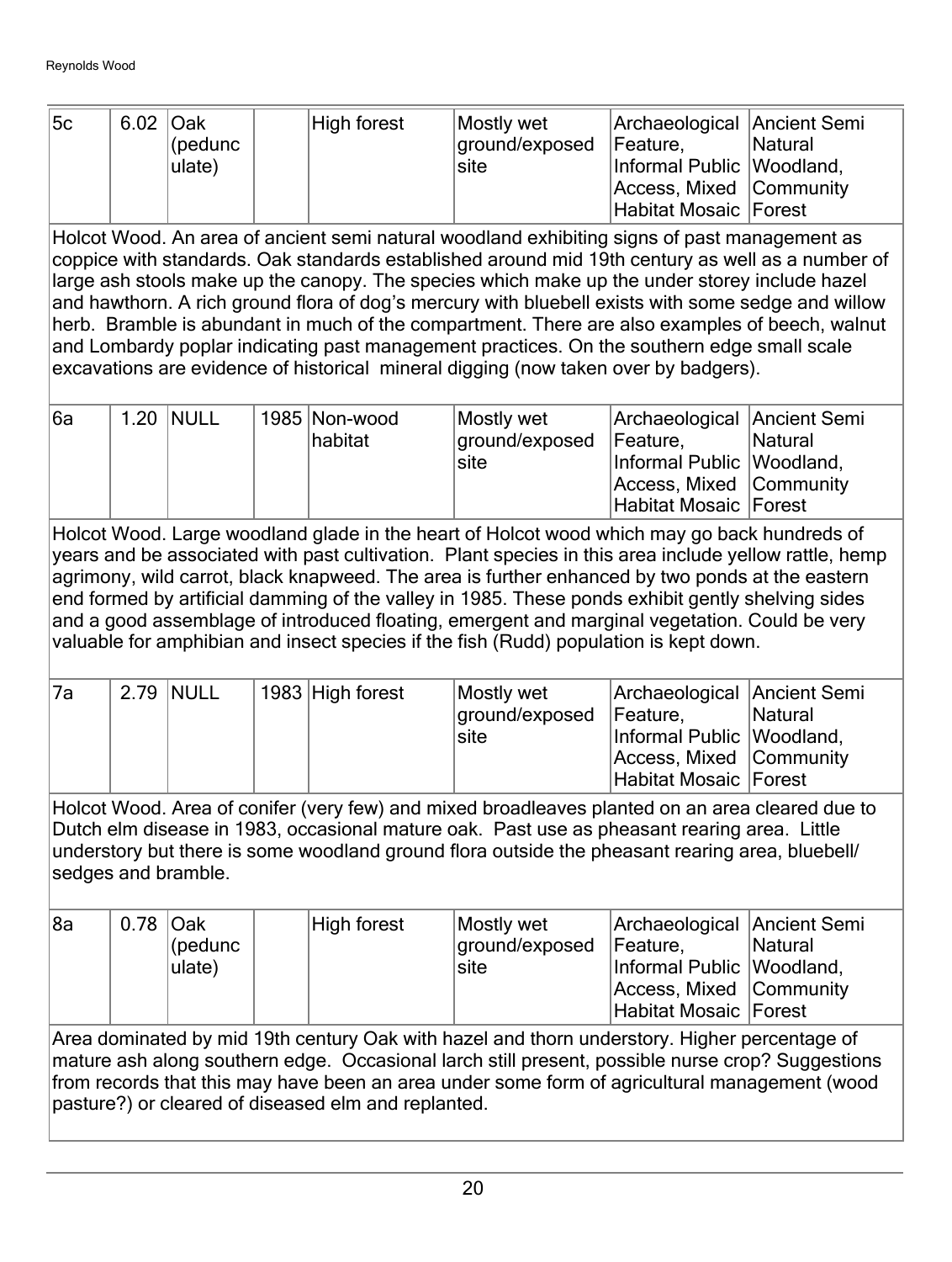| 5c | 6.02 | Oak (pedunculate) | | High forest | Mostly wet ground/exposed site | Archaeological Feature, Informal Public Access, Mixed Habitat Mosaic | Ancient Semi Natural Woodland, Community Forest |
|---|---|---|---|---|---|---|---|

Holcot Wood. An area of ancient semi natural woodland exhibiting signs of past management as coppice with standards. Oak standards established around mid 19th century as well as a number of large ash stools make up the canopy. The species which make up the under storey include hazel and hawthorn. A rich ground flora of dog's mercury with bluebell exists with some sedge and willow herb. Bramble is abundant in much of the compartment. There are also examples of beech, walnut and Lombardy poplar indicating past management practices. On the southern edge small scale excavations are evidence of historical mineral digging (now taken over by badgers).

| 6a | 1.20 | NULL | 1985 | Non-wood habitat | Mostly wet ground/exposed site | Archaeological Feature, Informal Public Access, Mixed Habitat Mosaic | Ancient Semi Natural Woodland, Community Forest |
|---|---|---|---|---|---|---|---|

Holcot Wood. Large woodland glade in the heart of Holcot wood which may go back hundreds of years and be associated with past cultivation. Plant species in this area include yellow rattle, hemp agrimony, wild carrot, black knapweed. The area is further enhanced by two ponds at the eastern end formed by artificial damming of the valley in 1985. These ponds exhibit gently shelving sides and a good assemblage of introduced floating, emergent and marginal vegetation. Could be very valuable for amphibian and insect species if the fish (Rudd) population is kept down.

| 7a | 2.79 | NULL | 1983 | High forest | Mostly wet ground/exposed site | Archaeological Feature, Informal Public Access, Mixed Habitat Mosaic | Ancient Semi Natural Woodland, Community Forest |
|---|---|---|---|---|---|---|---|

Holcot Wood. Area of conifer (very few) and mixed broadleaves planted on an area cleared due to Dutch elm disease in 1983, occasional mature oak. Past use as pheasant rearing area. Little understory but there is some woodland ground flora outside the pheasant rearing area, bluebell/ sedges and bramble.

| 8a | 0.78 | Oak (pedunculate) | | High forest | Mostly wet ground/exposed site | Archaeological Feature, Informal Public Access, Mixed Habitat Mosaic | Ancient Semi Natural Woodland, Community Forest |
|---|---|---|---|---|---|---|---|

Area dominated by mid 19th century Oak with hazel and thorn understory. Higher percentage of mature ash along southern edge. Occasional larch still present, possible nurse crop? Suggestions from records that this may have been an area under some form of agricultural management (wood pasture?) or cleared of diseased elm and replanted.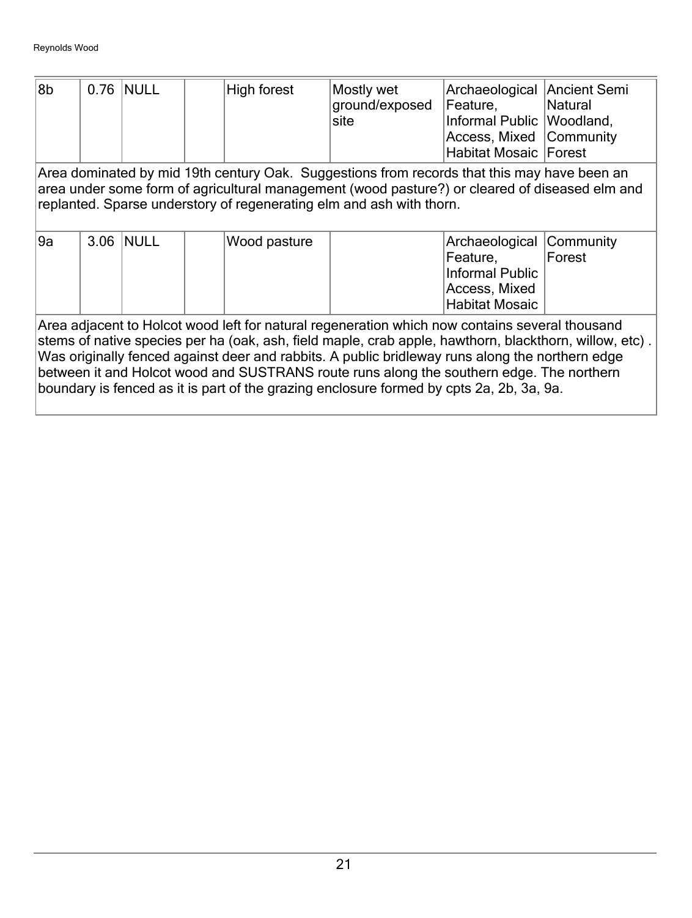| | | | | | | | |
|---|---|---|---|---|---|---|---|
| 8b | 0.76 | NULL | | High forest | Mostly wet ground/exposed site | Archaeological Feature, Informal Public Access, Mixed Habitat Mosaic | Ancient Semi Natural Woodland, Community Forest |
| Area dominated by mid 19th century Oak. Suggestions from records that this may have been an area under some form of agricultural management (wood pasture?) or cleared of diseased elm and replanted. Sparse understory of regenerating elm and ash with thorn. | | | | | | | |
| 9a | 3.06 | NULL | | Wood pasture | | Archaeological Feature, Informal Public Access, Mixed Habitat Mosaic | Community Forest |
| Area adjacent to Holcot wood left for natural regeneration which now contains several thousand stems of native species per ha (oak, ash, field maple, crab apple, hawthorn, blackthorn, willow, etc) . Was originally fenced against deer and rabbits. A public bridleway runs along the northern edge between it and Holcot wood and SUSTRANS route runs along the southern edge. The northern boundary is fenced as it is part of the grazing enclosure formed by cpts 2a, 2b, 3a, 9a. | | | | | | | |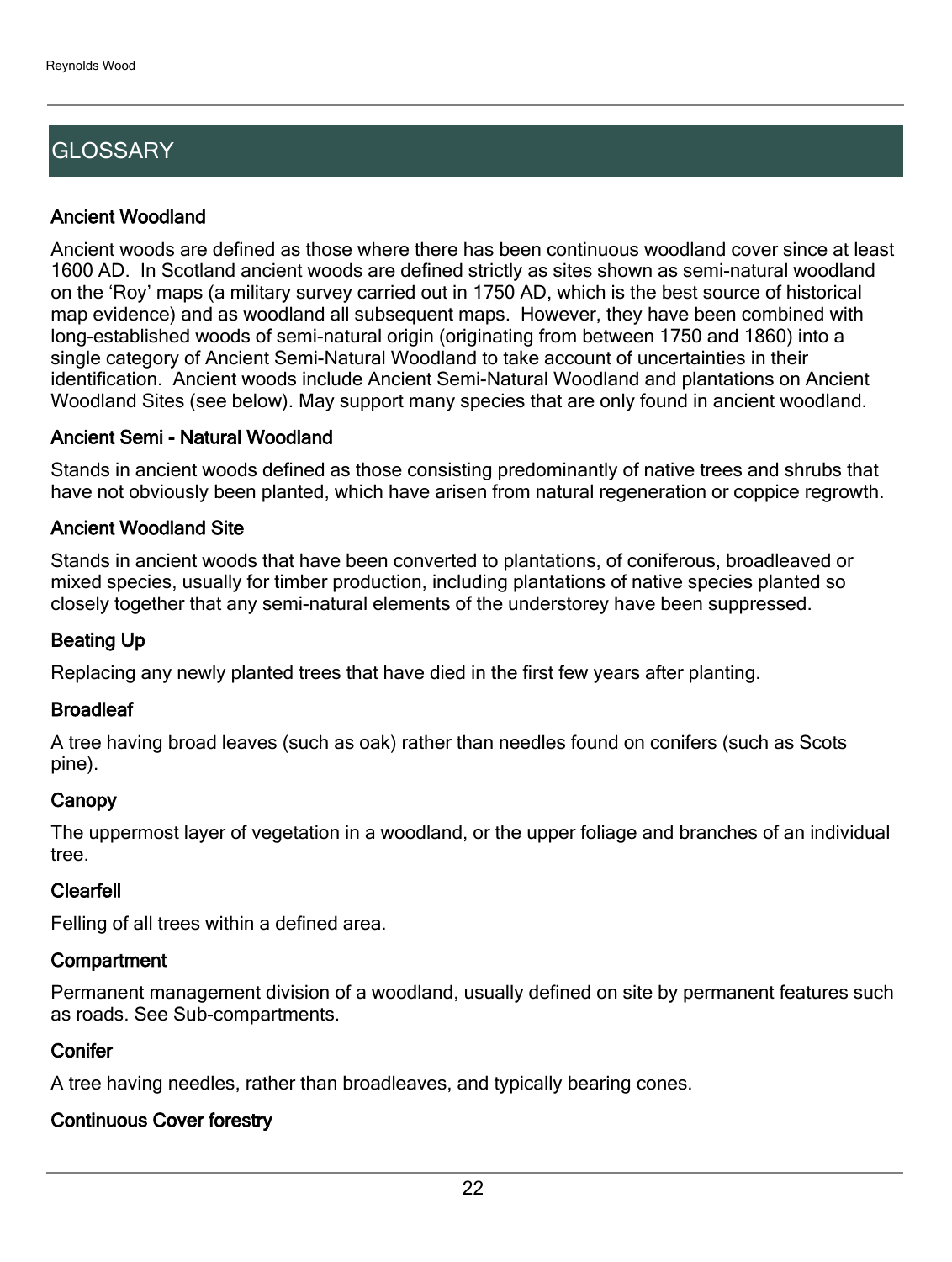## GLOSSARY

### Ancient Woodland

Ancient woods are defined as those where there has been continuous woodland cover since at least 1600 AD. In Scotland ancient woods are defined strictly as sites shown as semi-natural woodland on the 'Roy' maps (a military survey carried out in 1750 AD, which is the best source of historical map evidence) and as woodland all subsequent maps. However, they have been combined with long-established woods of semi-natural origin (originating from between 1750 and 1860) into a single category of Ancient Semi-Natural Woodland to take account of uncertainties in their identification. Ancient woods include Ancient Semi-Natural Woodland and plantations on Ancient Woodland Sites (see below). May support many species that are only found in ancient woodland.

### Ancient Semi - Natural Woodland

Stands in ancient woods defined as those consisting predominantly of native trees and shrubs that have not obviously been planted, which have arisen from natural regeneration or coppice regrowth.

### Ancient Woodland Site

Stands in ancient woods that have been converted to plantations, of coniferous, broadleaved or mixed species, usually for timber production, including plantations of native species planted so closely together that any semi-natural elements of the understorey have been suppressed.

### Beating Up

Replacing any newly planted trees that have died in the first few years after planting.

### Broadleaf

A tree having broad leaves (such as oak) rather than needles found on conifers (such as Scots pine).

### Canopy

The uppermost layer of vegetation in a woodland, or the upper foliage and branches of an individual tree.

### Clearfell

Felling of all trees within a defined area.

### Compartment

Permanent management division of a woodland, usually defined on site by permanent features such as roads. See Sub-compartments.

### Conifer

A tree having needles, rather than broadleaves, and typically bearing cones.

### Continuous Cover forestry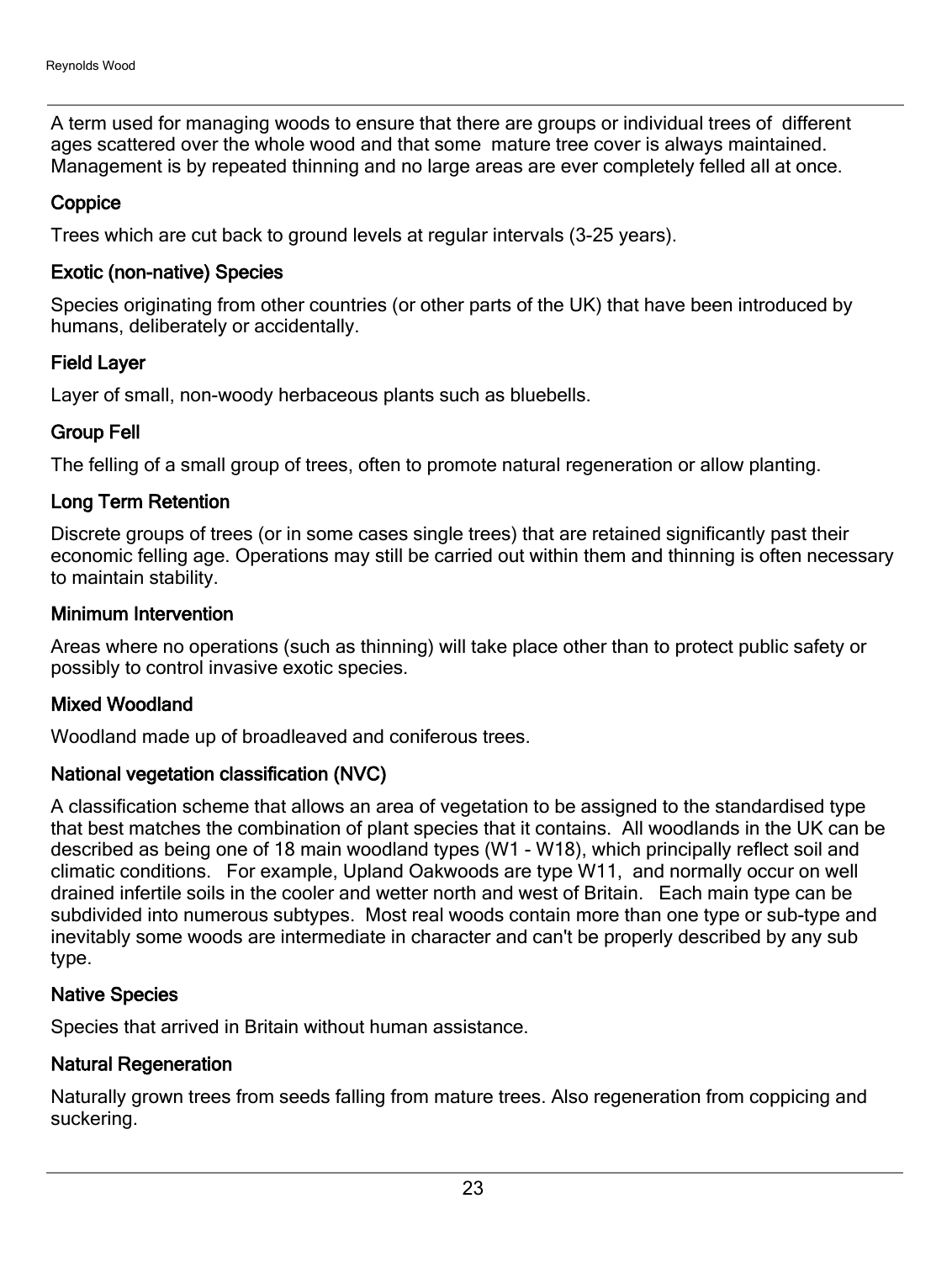A term used for managing woods to ensure that there are groups or individual trees of different ages scattered over the whole wood and that some mature tree cover is always maintained. Management is by repeated thinning and no large areas are ever completely felled all at once.

### Coppice

Trees which are cut back to ground levels at regular intervals (3-25 years).

### Exotic (non-native) Species

Species originating from other countries (or other parts of the UK) that have been introduced by humans, deliberately or accidentally.

### Field Layer

Layer of small, non-woody herbaceous plants such as bluebells.

### Group Fell

The felling of a small group of trees, often to promote natural regeneration or allow planting.

### Long Term Retention

Discrete groups of trees (or in some cases single trees) that are retained significantly past their economic felling age. Operations may still be carried out within them and thinning is often necessary to maintain stability.

### Minimum Intervention

Areas where no operations (such as thinning) will take place other than to protect public safety or possibly to control invasive exotic species.

### Mixed Woodland

Woodland made up of broadleaved and coniferous trees.

### National vegetation classification (NVC)

A classification scheme that allows an area of vegetation to be assigned to the standardised type that best matches the combination of plant species that it contains. All woodlands in the UK can be described as being one of 18 main woodland types (W1 - W18), which principally reflect soil and climatic conditions. For example, Upland Oakwoods are type W11, and normally occur on well drained infertile soils in the cooler and wetter north and west of Britain. Each main type can be subdivided into numerous subtypes. Most real woods contain more than one type or sub-type and inevitably some woods are intermediate in character and can't be properly described by any sub type.

### Native Species

Species that arrived in Britain without human assistance.

### Natural Regeneration

Naturally grown trees from seeds falling from mature trees. Also regeneration from coppicing and suckering.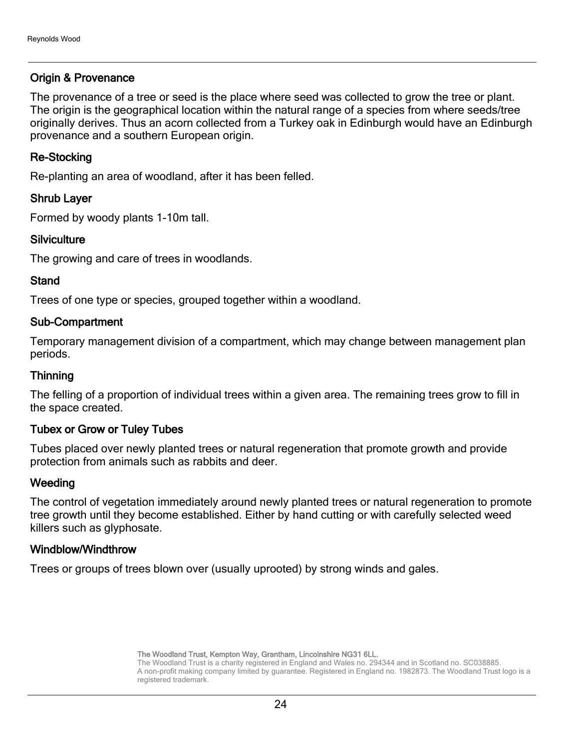### Origin & Provenance

The provenance of a tree or seed is the place where seed was collected to grow the tree or plant. The origin is the geographical location within the natural range of a species from where seeds/tree originally derives. Thus an acorn collected from a Turkey oak in Edinburgh would have an Edinburgh provenance and a southern European origin.

### Re-Stocking

Re-planting an area of woodland, after it has been felled.

### Shrub Layer

Formed by woody plants 1-10m tall.

### Silviculture

The growing and care of trees in woodlands.

### Stand

Trees of one type or species, grouped together within a woodland.

### Sub-Compartment

Temporary management division of a compartment, which may change between management plan periods.

### Thinning

The felling of a proportion of individual trees within a given area. The remaining trees grow to fill in the space created.

### Tubex or Grow or Tuley Tubes

Tubes placed over newly planted trees or natural regeneration that promote growth and provide protection from animals such as rabbits and deer.

### Weeding

The control of vegetation immediately around newly planted trees or natural regeneration to promote tree growth until they become established. Either by hand cutting or with carefully selected weed killers such as glyphosate.

### Windblow/Windthrow

Trees or groups of trees blown over (usually uprooted) by strong winds and gales.

**The Woodland Trust, Kempton Way, Grantham, Lincolnshire NG31 6LL.**
The Woodland Trust is a charity registered in England and Wales no. 294344 and in Scotland no. SC038885.
A non-profit making company limited by guarantee. Registered in England no. 1982873. The Woodland Trust logo is a registered trademark.